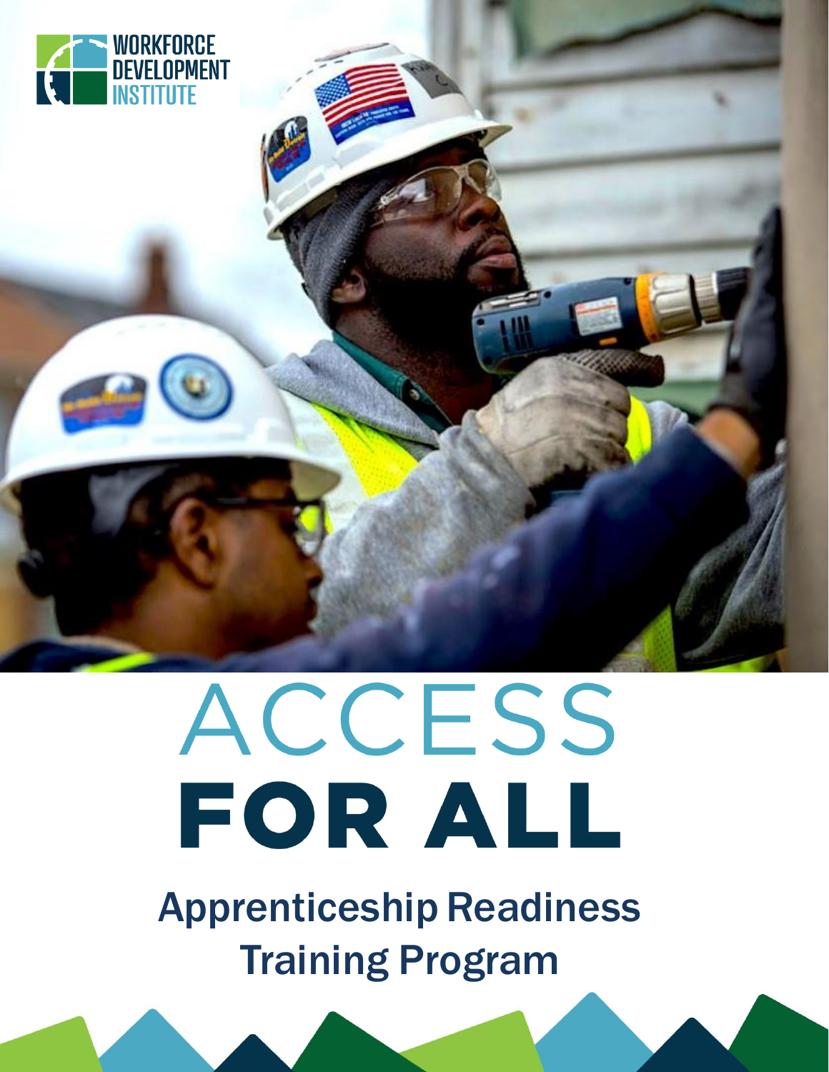WORKFORCE DEVELOPMENT INSTITUTE

# ACCESS FOR ALL

## Apprenticeship Readiness Training Program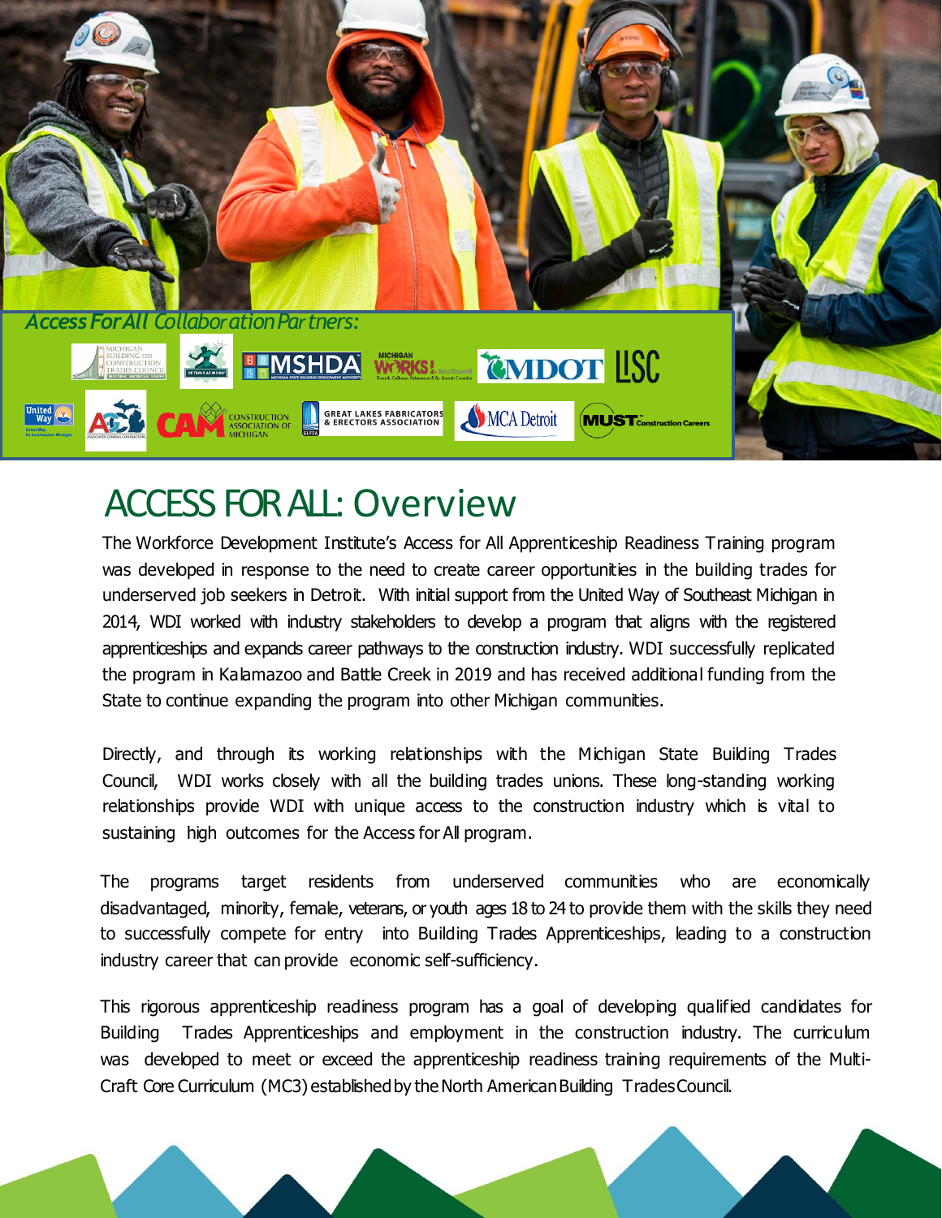*Access For All Collaboration Partners:*

# ACCESS FOR ALL: Overview

The Workforce Development Institute's Access for All Apprenticeship Readiness Training program was developed in response to the need to create career opportunities in the building trades for underserved job seekers in Detroit. With initial support from the United Way of Southeast Michigan in 2014, WDI worked with industry stakeholders to develop a program that aligns with the registered apprenticeships and expands career pathways to the construction industry. WDI successfully replicated the program in Kalamazoo and Battle Creek in 2019 and has received additional funding from the State to continue expanding the program into other Michigan communities.

Directly, and through its working relationships with the Michigan State Building Trades Council, WDI works closely with all the building trades unions. These long-standing working relationships provide WDI with unique access to the construction industry which is vital to sustaining high outcomes for the Access for All program.

The programs target residents from underserved communities who are economically disadvantaged, minority, female, veterans, or youth ages 18 to 24 to provide them with the skills they need to successfully compete for entry into Building Trades Apprenticeships, leading to a construction industry career that can provide economic self-sufficiency.

This rigorous apprenticeship readiness program has a goal of developing qualified candidates for Building Trades Apprenticeships and employment in the construction industry. The curriculum was developed to meet or exceed the apprenticeship readiness training requirements of the Multi-Craft Core Curriculum (MC3) established by the North American Building Trades Council.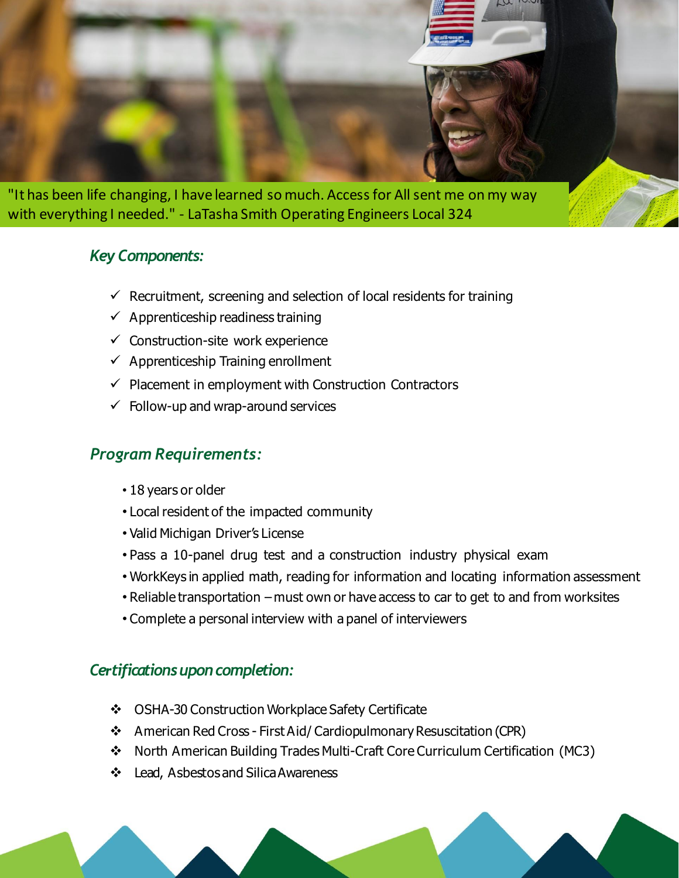"It has been life changing, I have learned so much. Access for All sent me on my way with everything I needed." - LaTasha Smith Operating Engineers Local 324

### *Key Components:*

- ✓ Recruitment, screening and selection of local residents for training
- ✓ Apprenticeship readiness training
- ✓ Construction-site work experience
- ✓ Apprenticeship Training enrollment
- ✓ Placement in employment with Construction Contractors
- ✓ Follow-up and wrap-around services

### *Program Requirements:*

- 18 years or older
- Local resident of the impacted community
- Valid Michigan Driver's License
- Pass a 10-panel drug test and a construction industry physical exam
- WorkKeys in applied math, reading for information and locating information assessment
- Reliable transportation – must own or have access to car to get to and from worksites
- Complete a personal interview with a panel of interviewers

### *Certifications upon completion:*

- ❖ OSHA-30 Construction Workplace Safety Certificate
- ❖ American Red Cross - First Aid/ Cardiopulmonary Resuscitation (CPR)
- ❖ North American Building Trades Multi-Craft Core Curriculum Certification (MC3)
- ❖ Lead, Asbestos and Silica Awareness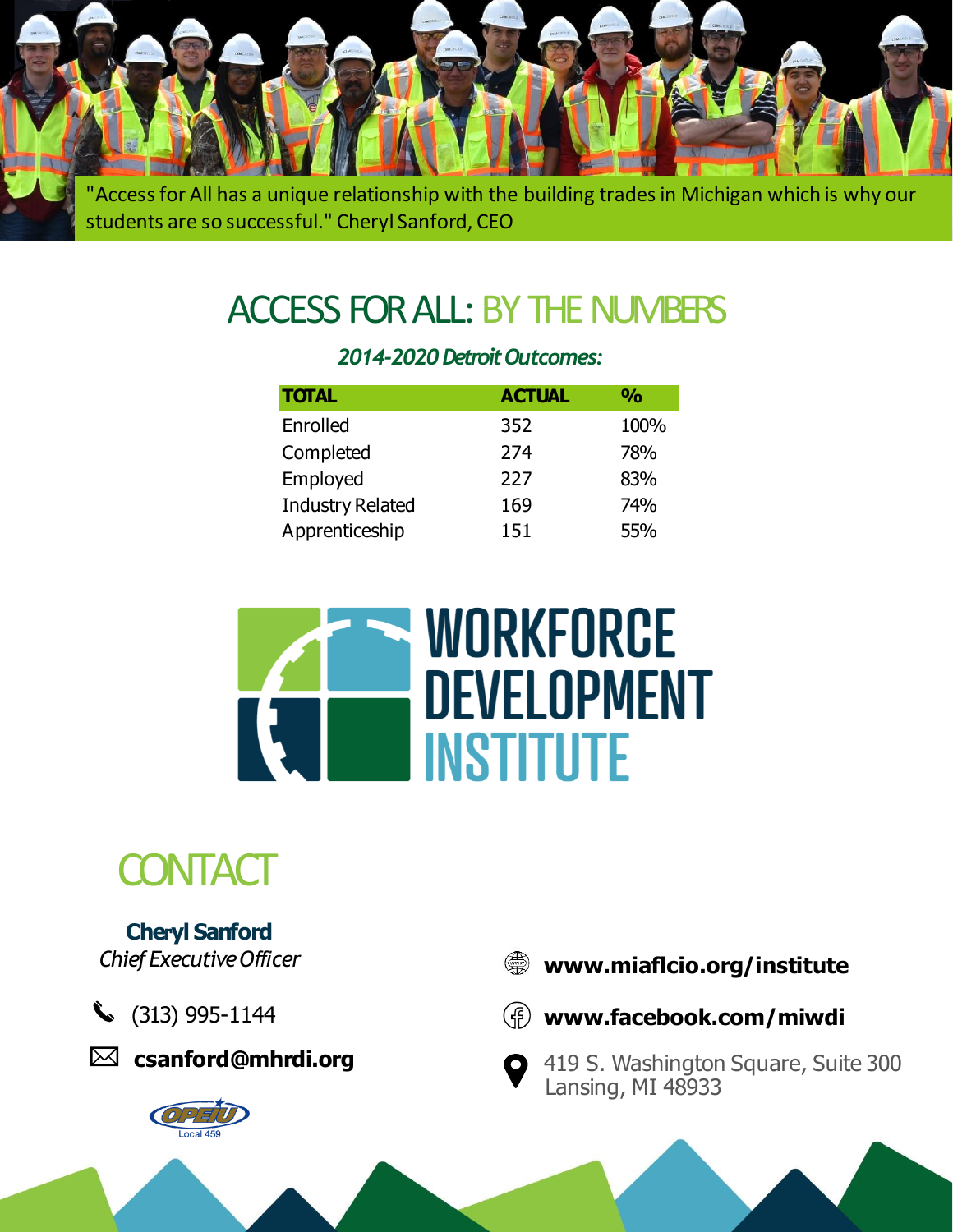"Access for All has a unique relationship with the building trades in Michigan which is why our students are so successful." Cheryl Sanford, CEO

# ACCESS FOR ALL: BY THE NUMBERS

*2014-2020 Detroit Outcomes:*

| TOTAL | ACTUAL | % |
|---|---|---|
| Enrolled | 352 | 100% |
| Completed | 274 | 78% |
| Employed | 227 | 83% |
| Industry Related | 169 | 74% |
| Apprenticeship | 151 | 55% |

WORKFORCE DEVELOPMENT INSTITUTE

## CONTACT

**Cheryl Sanford**
*Chief Executive Officer*

(313) 995-1144

**csanford@mhrdi.org**

**www.miaflcio.org/institute**

**www.facebook.com/miwdi**

419 S. Washington Square, Suite 300
Lansing, MI 48933

OPEIU Local 459